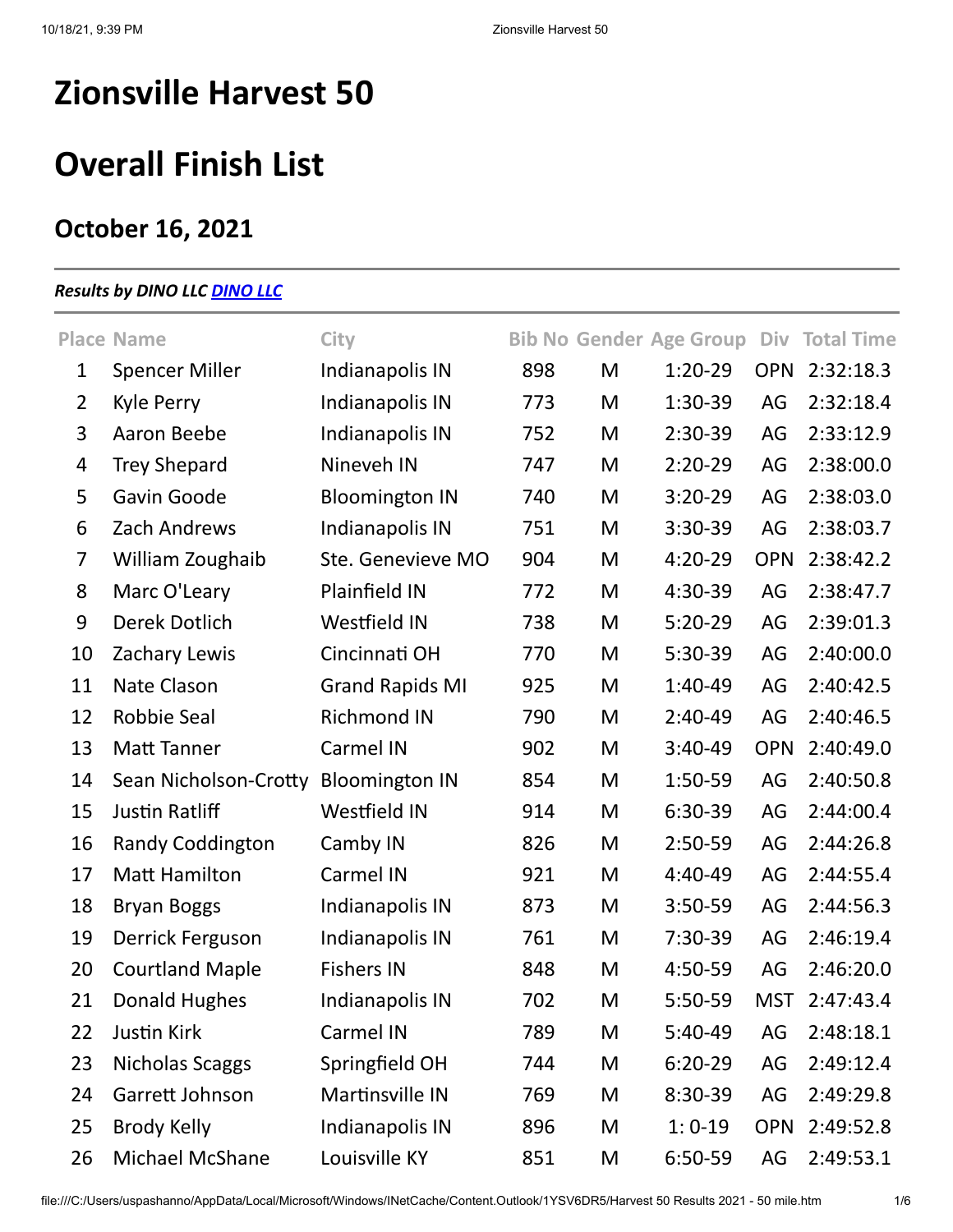# Zionsville Harvest 50

# Overall Finish List

## October 16, 2021

***Results by DINO LLC [DINO LLC]()***

| Place | Name | City | Bib No | Gender | Age Group | Div | Total Time |
|---|---|---|---|---|---|---|---|
| 1 | Spencer Miller | Indianapolis IN | 898 | M | 1:20-29 | OPN | 2:32:18.3 |
| 2 | Kyle Perry | Indianapolis IN | 773 | M | 1:30-39 | AG | 2:32:18.4 |
| 3 | Aaron Beebe | Indianapolis IN | 752 | M | 2:30-39 | AG | 2:33:12.9 |
| 4 | Trey Shepard | Nineveh IN | 747 | M | 2:20-29 | AG | 2:38:00.0 |
| 5 | Gavin Goode | Bloomington IN | 740 | M | 3:20-29 | AG | 2:38:03.0 |
| 6 | Zach Andrews | Indianapolis IN | 751 | M | 3:30-39 | AG | 2:38:03.7 |
| 7 | William Zoughaib | Ste. Genevieve MO | 904 | M | 4:20-29 | OPN | 2:38:42.2 |
| 8 | Marc O'Leary | Plainfield IN | 772 | M | 4:30-39 | AG | 2:38:47.7 |
| 9 | Derek Dotlich | Westfield IN | 738 | M | 5:20-29 | AG | 2:39:01.3 |
| 10 | Zachary Lewis | Cincinnati OH | 770 | M | 5:30-39 | AG | 2:40:00.0 |
| 11 | Nate Clason | Grand Rapids MI | 925 | M | 1:40-49 | AG | 2:40:42.5 |
| 12 | Robbie Seal | Richmond IN | 790 | M | 2:40-49 | AG | 2:40:46.5 |
| 13 | Matt Tanner | Carmel IN | 902 | M | 3:40-49 | OPN | 2:40:49.0 |
| 14 | Sean Nicholson-Crotty | Bloomington IN | 854 | M | 1:50-59 | AG | 2:40:50.8 |
| 15 | Justin Ratliff | Westfield IN | 914 | M | 6:30-39 | AG | 2:44:00.4 |
| 16 | Randy Coddington | Camby IN | 826 | M | 2:50-59 | AG | 2:44:26.8 |
| 17 | Matt Hamilton | Carmel IN | 921 | M | 4:40-49 | AG | 2:44:55.4 |
| 18 | Bryan Boggs | Indianapolis IN | 873 | M | 3:50-59 | AG | 2:44:56.3 |
| 19 | Derrick Ferguson | Indianapolis IN | 761 | M | 7:30-39 | AG | 2:46:19.4 |
| 20 | Courtland Maple | Fishers IN | 848 | M | 4:50-59 | AG | 2:46:20.0 |
| 21 | Donald Hughes | Indianapolis IN | 702 | M | 5:50-59 | MST | 2:47:43.4 |
| 22 | Justin Kirk | Carmel IN | 789 | M | 5:40-49 | AG | 2:48:18.1 |
| 23 | Nicholas Scaggs | Springfield OH | 744 | M | 6:20-29 | AG | 2:49:12.4 |
| 24 | Garrett Johnson | Martinsville IN | 769 | M | 8:30-39 | AG | 2:49:29.8 |
| 25 | Brody Kelly | Indianapolis IN | 896 | M | 1: 0-19 | OPN | 2:49:52.8 |
| 26 | Michael McShane | Louisville KY | 851 | M | 6:50-59 | AG | 2:49:53.1 |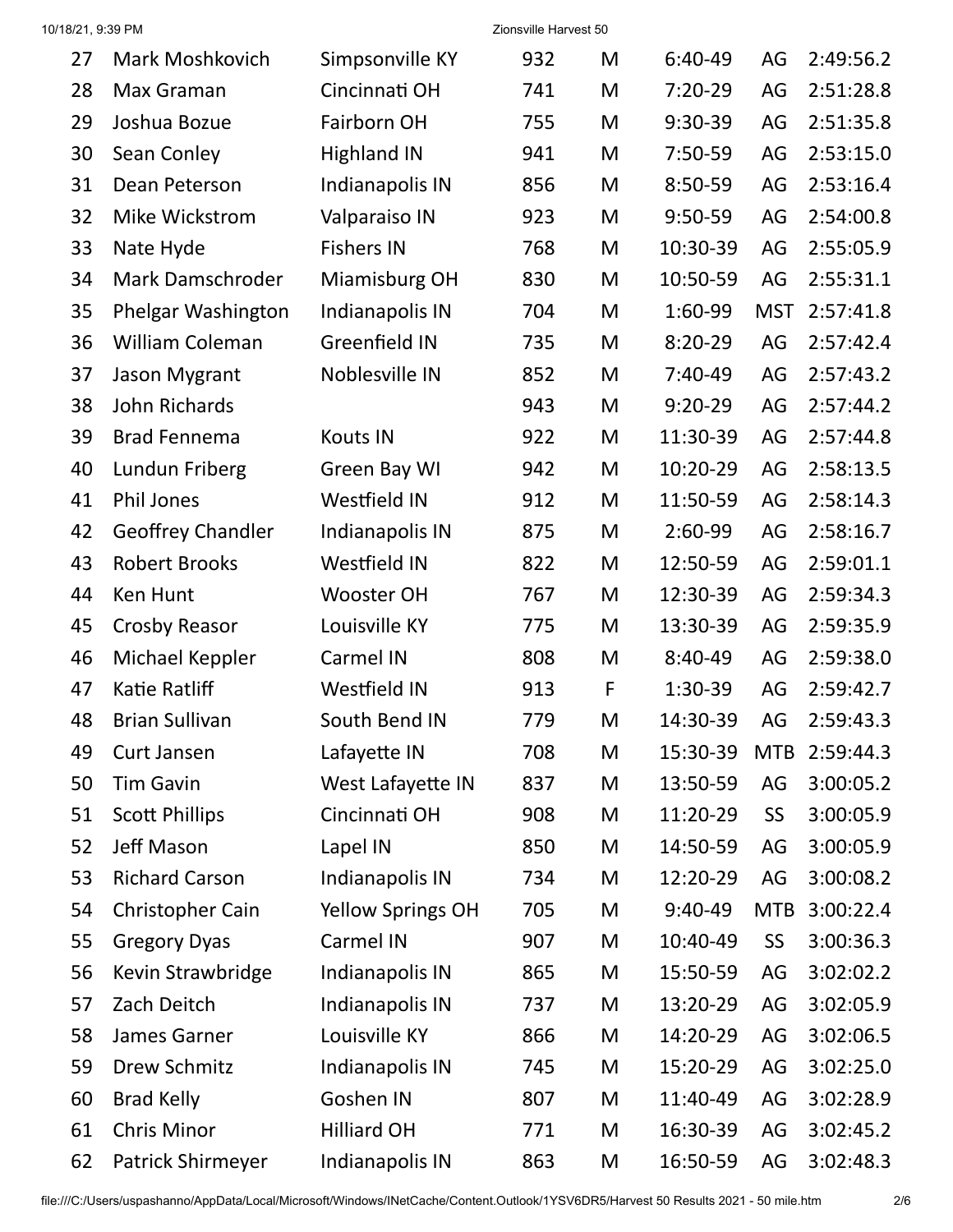| 27 | Mark Moshkovich | Simpsonville KY | 932 | M | 6:40-49 | AG | 2:49:56.2 |
|---|---|---|---|---|---|---|---|
| 28 | Max Graman | Cincinnati OH | 741 | M | 7:20-29 | AG | 2:51:28.8 |
| 29 | Joshua Bozue | Fairborn OH | 755 | M | 9:30-39 | AG | 2:51:35.8 |
| 30 | Sean Conley | Highland IN | 941 | M | 7:50-59 | AG | 2:53:15.0 |
| 31 | Dean Peterson | Indianapolis IN | 856 | M | 8:50-59 | AG | 2:53:16.4 |
| 32 | Mike Wickstrom | Valparaiso IN | 923 | M | 9:50-59 | AG | 2:54:00.8 |
| 33 | Nate Hyde | Fishers IN | 768 | M | 10:30-39 | AG | 2:55:05.9 |
| 34 | Mark Damschroder | Miamisburg OH | 830 | M | 10:50-59 | AG | 2:55:31.1 |
| 35 | Phelgar Washington | Indianapolis IN | 704 | M | 1:60-99 | MST | 2:57:41.8 |
| 36 | William Coleman | Greenfield IN | 735 | M | 8:20-29 | AG | 2:57:42.4 |
| 37 | Jason Mygrant | Noblesville IN | 852 | M | 7:40-49 | AG | 2:57:43.2 |
| 38 | John Richards | | 943 | M | 9:20-29 | AG | 2:57:44.2 |
| 39 | Brad Fennema | Kouts IN | 922 | M | 11:30-39 | AG | 2:57:44.8 |
| 40 | Lundun Friberg | Green Bay WI | 942 | M | 10:20-29 | AG | 2:58:13.5 |
| 41 | Phil Jones | Westfield IN | 912 | M | 11:50-59 | AG | 2:58:14.3 |
| 42 | Geoffrey Chandler | Indianapolis IN | 875 | M | 2:60-99 | AG | 2:58:16.7 |
| 43 | Robert Brooks | Westfield IN | 822 | M | 12:50-59 | AG | 2:59:01.1 |
| 44 | Ken Hunt | Wooster OH | 767 | M | 12:30-39 | AG | 2:59:34.3 |
| 45 | Crosby Reasor | Louisville KY | 775 | M | 13:30-39 | AG | 2:59:35.9 |
| 46 | Michael Keppler | Carmel IN | 808 | M | 8:40-49 | AG | 2:59:38.0 |
| 47 | Katie Ratliff | Westfield IN | 913 | F | 1:30-39 | AG | 2:59:42.7 |
| 48 | Brian Sullivan | South Bend IN | 779 | M | 14:30-39 | AG | 2:59:43.3 |
| 49 | Curt Jansen | Lafayette IN | 708 | M | 15:30-39 | MTB | 2:59:44.3 |
| 50 | Tim Gavin | West Lafayette IN | 837 | M | 13:50-59 | AG | 3:00:05.2 |
| 51 | Scott Phillips | Cincinnati OH | 908 | M | 11:20-29 | SS | 3:00:05.9 |
| 52 | Jeff Mason | Lapel IN | 850 | M | 14:50-59 | AG | 3:00:05.9 |
| 53 | Richard Carson | Indianapolis IN | 734 | M | 12:20-29 | AG | 3:00:08.2 |
| 54 | Christopher Cain | Yellow Springs OH | 705 | M | 9:40-49 | MTB | 3:00:22.4 |
| 55 | Gregory Dyas | Carmel IN | 907 | M | 10:40-49 | SS | 3:00:36.3 |
| 56 | Kevin Strawbridge | Indianapolis IN | 865 | M | 15:50-59 | AG | 3:02:02.2 |
| 57 | Zach Deitch | Indianapolis IN | 737 | M | 13:20-29 | AG | 3:02:05.9 |
| 58 | James Garner | Louisville KY | 866 | M | 14:20-29 | AG | 3:02:06.5 |
| 59 | Drew Schmitz | Indianapolis IN | 745 | M | 15:20-29 | AG | 3:02:25.0 |
| 60 | Brad Kelly | Goshen IN | 807 | M | 11:40-49 | AG | 3:02:28.9 |
| 61 | Chris Minor | Hilliard OH | 771 | M | 16:30-39 | AG | 3:02:45.2 |
| 62 | Patrick Shirmeyer | Indianapolis IN | 863 | M | 16:50-59 | AG | 3:02:48.3 |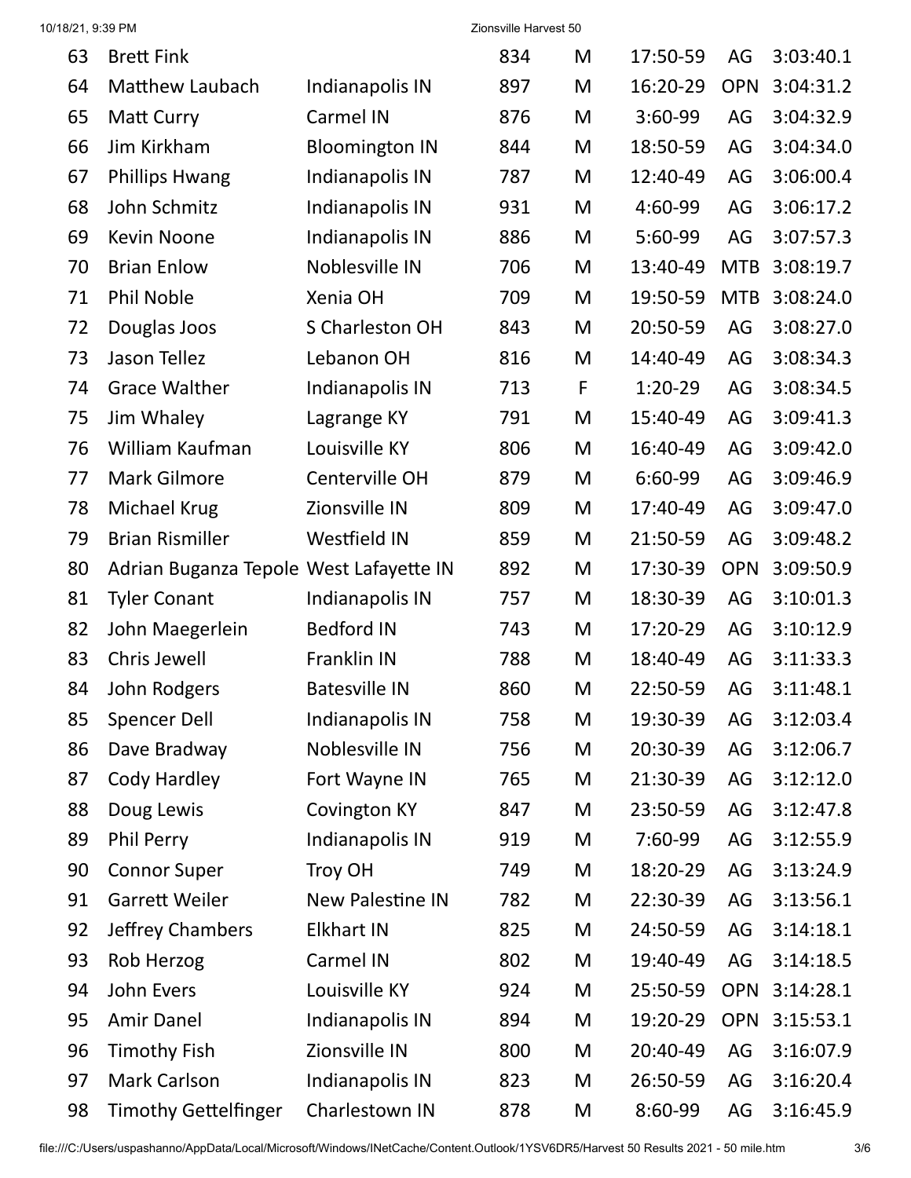| 63 | Brett Fink | | 834 | M | 17:50-59 | AG | 3:03:40.1 |
|---|---|---|---|---|---|---|---|
| 64 | Matthew Laubach | Indianapolis IN | 897 | M | 16:20-29 | OPN | 3:04:31.2 |
| 65 | Matt Curry | Carmel IN | 876 | M | 3:60-99 | AG | 3:04:32.9 |
| 66 | Jim Kirkham | Bloomington IN | 844 | M | 18:50-59 | AG | 3:04:34.0 |
| 67 | Phillips Hwang | Indianapolis IN | 787 | M | 12:40-49 | AG | 3:06:00.4 |
| 68 | John Schmitz | Indianapolis IN | 931 | M | 4:60-99 | AG | 3:06:17.2 |
| 69 | Kevin Noone | Indianapolis IN | 886 | M | 5:60-99 | AG | 3:07:57.3 |
| 70 | Brian Enlow | Noblesville IN | 706 | M | 13:40-49 | MTB | 3:08:19.7 |
| 71 | Phil Noble | Xenia OH | 709 | M | 19:50-59 | MTB | 3:08:24.0 |
| 72 | Douglas Joos | S Charleston OH | 843 | M | 20:50-59 | AG | 3:08:27.0 |
| 73 | Jason Tellez | Lebanon OH | 816 | M | 14:40-49 | AG | 3:08:34.3 |
| 74 | Grace Walther | Indianapolis IN | 713 | F | 1:20-29 | AG | 3:08:34.5 |
| 75 | Jim Whaley | Lagrange KY | 791 | M | 15:40-49 | AG | 3:09:41.3 |
| 76 | William Kaufman | Louisville KY | 806 | M | 16:40-49 | AG | 3:09:42.0 |
| 77 | Mark Gilmore | Centerville OH | 879 | M | 6:60-99 | AG | 3:09:46.9 |
| 78 | Michael Krug | Zionsville IN | 809 | M | 17:40-49 | AG | 3:09:47.0 |
| 79 | Brian Rismiller | Westfield IN | 859 | M | 21:50-59 | AG | 3:09:48.2 |
| 80 | Adrian Buganza Tepole | West Lafayette IN | 892 | M | 17:30-39 | OPN | 3:09:50.9 |
| 81 | Tyler Conant | Indianapolis IN | 757 | M | 18:30-39 | AG | 3:10:01.3 |
| 82 | John Maegerlein | Bedford IN | 743 | M | 17:20-29 | AG | 3:10:12.9 |
| 83 | Chris Jewell | Franklin IN | 788 | M | 18:40-49 | AG | 3:11:33.3 |
| 84 | John Rodgers | Batesville IN | 860 | M | 22:50-59 | AG | 3:11:48.1 |
| 85 | Spencer Dell | Indianapolis IN | 758 | M | 19:30-39 | AG | 3:12:03.4 |
| 86 | Dave Bradway | Noblesville IN | 756 | M | 20:30-39 | AG | 3:12:06.7 |
| 87 | Cody Hardley | Fort Wayne IN | 765 | M | 21:30-39 | AG | 3:12:12.0 |
| 88 | Doug Lewis | Covington KY | 847 | M | 23:50-59 | AG | 3:12:47.8 |
| 89 | Phil Perry | Indianapolis IN | 919 | M | 7:60-99 | AG | 3:12:55.9 |
| 90 | Connor Super | Troy OH | 749 | M | 18:20-29 | AG | 3:13:24.9 |
| 91 | Garrett Weiler | New Palestine IN | 782 | M | 22:30-39 | AG | 3:13:56.1 |
| 92 | Jeffrey Chambers | Elkhart IN | 825 | M | 24:50-59 | AG | 3:14:18.1 |
| 93 | Rob Herzog | Carmel IN | 802 | M | 19:40-49 | AG | 3:14:18.5 |
| 94 | John Evers | Louisville KY | 924 | M | 25:50-59 | OPN | 3:14:28.1 |
| 95 | Amir Danel | Indianapolis IN | 894 | M | 19:20-29 | OPN | 3:15:53.1 |
| 96 | Timothy Fish | Zionsville IN | 800 | M | 20:40-49 | AG | 3:16:07.9 |
| 97 | Mark Carlson | Indianapolis IN | 823 | M | 26:50-59 | AG | 3:16:20.4 |
| 98 | Timothy Gettelfinger | Charlestown IN | 878 | M | 8:60-99 | AG | 3:16:45.9 |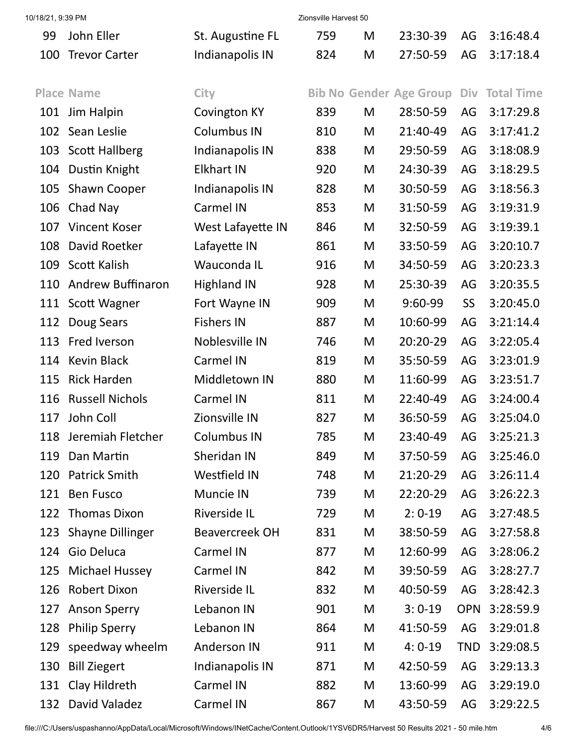| Place | Name | City | Bib No | Gender | Age Group | Div | Total Time |
|---|---|---|---|---|---|---|---|
| 99 | John Eller | St. Augustine FL | 759 | M | 23:30-39 | AG | 3:16:48.4 |
| 100 | Trevor Carter | Indianapolis IN | 824 | M | 27:50-59 | AG | 3:17:18.4 |
| 101 | Jim Halpin | Covington KY | 839 | M | 28:50-59 | AG | 3:17:29.8 |
| 102 | Sean Leslie | Columbus IN | 810 | M | 21:40-49 | AG | 3:17:41.2 |
| 103 | Scott Hallberg | Indianapolis IN | 838 | M | 29:50-59 | AG | 3:18:08.9 |
| 104 | Dustin Knight | Elkhart IN | 920 | M | 24:30-39 | AG | 3:18:29.5 |
| 105 | Shawn Cooper | Indianapolis IN | 828 | M | 30:50-59 | AG | 3:18:56.3 |
| 106 | Chad Nay | Carmel IN | 853 | M | 31:50-59 | AG | 3:19:31.9 |
| 107 | Vincent Koser | West Lafayette IN | 846 | M | 32:50-59 | AG | 3:19:39.1 |
| 108 | David Roetker | Lafayette IN | 861 | M | 33:50-59 | AG | 3:20:10.7 |
| 109 | Scott Kalish | Wauconda IL | 916 | M | 34:50-59 | AG | 3:20:23.3 |
| 110 | Andrew Buffinaron | Highland IN | 928 | M | 25:30-39 | AG | 3:20:35.5 |
| 111 | Scott Wagner | Fort Wayne IN | 909 | M | 9:60-99 | SS | 3:20:45.0 |
| 112 | Doug Sears | Fishers IN | 887 | M | 10:60-99 | AG | 3:21:14.4 |
| 113 | Fred Iverson | Noblesville IN | 746 | M | 20:20-29 | AG | 3:22:05.4 |
| 114 | Kevin Black | Carmel IN | 819 | M | 35:50-59 | AG | 3:23:01.9 |
| 115 | Rick Harden | Middletown IN | 880 | M | 11:60-99 | AG | 3:23:51.7 |
| 116 | Russell Nichols | Carmel IN | 811 | M | 22:40-49 | AG | 3:24:00.4 |
| 117 | John Coll | Zionsville IN | 827 | M | 36:50-59 | AG | 3:25:04.0 |
| 118 | Jeremiah Fletcher | Columbus IN | 785 | M | 23:40-49 | AG | 3:25:21.3 |
| 119 | Dan Martin | Sheridan IN | 849 | M | 37:50-59 | AG | 3:25:46.0 |
| 120 | Patrick Smith | Westfield IN | 748 | M | 21:20-29 | AG | 3:26:11.4 |
| 121 | Ben Fusco | Muncie IN | 739 | M | 22:20-29 | AG | 3:26:22.3 |
| 122 | Thomas Dixon | Riverside IL | 729 | M | 2: 0-19 | AG | 3:27:48.5 |
| 123 | Shayne Dillinger | Beavercreek OH | 831 | M | 38:50-59 | AG | 3:27:58.8 |
| 124 | Gio Deluca | Carmel IN | 877 | M | 12:60-99 | AG | 3:28:06.2 |
| 125 | Michael Hussey | Carmel IN | 842 | M | 39:50-59 | AG | 3:28:27.7 |
| 126 | Robert Dixon | Riverside IL | 832 | M | 40:50-59 | AG | 3:28:42.3 |
| 127 | Anson Sperry | Lebanon IN | 901 | M | 3: 0-19 | OPN | 3:28:59.9 |
| 128 | Philip Sperry | Lebanon IN | 864 | M | 41:50-59 | AG | 3:29:01.8 |
| 129 | speedway wheelm | Anderson IN | 911 | M | 4: 0-19 | TND | 3:29:08.5 |
| 130 | Bill Ziegert | Indianapolis IN | 871 | M | 42:50-59 | AG | 3:29:13.3 |
| 131 | Clay Hildreth | Carmel IN | 882 | M | 13:60-99 | AG | 3:29:19.0 |
| 132 | David Valadez | Carmel IN | 867 | M | 43:50-59 | AG | 3:29:22.5 |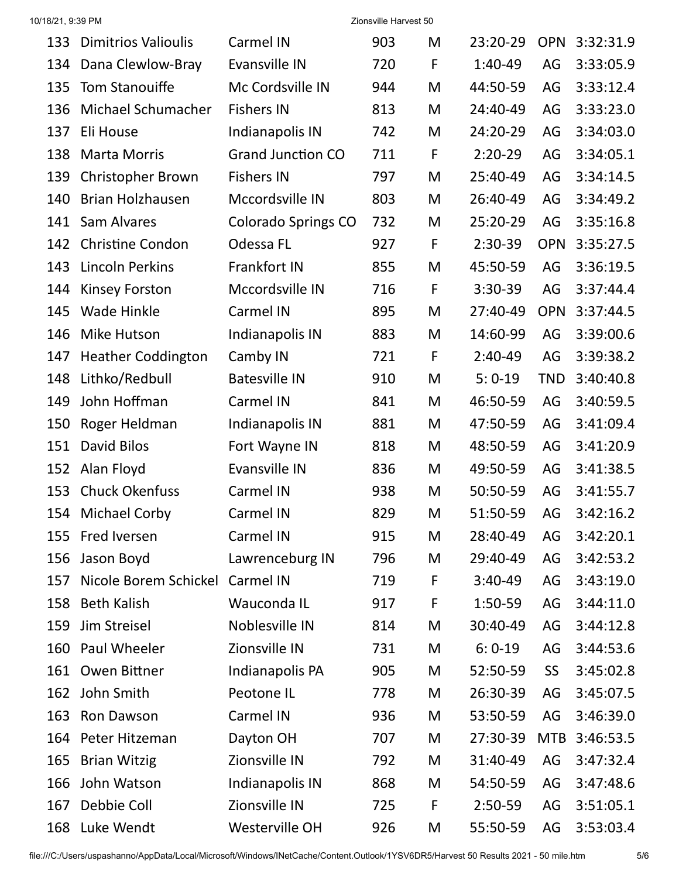| 133 | Dimitrios Valioulis | Carmel IN | 903 | M | 23:20-29 | OPN | 3:32:31.9 |
|---|---|---|---|---|---|---|---|
| 134 | Dana Clewlow-Bray | Evansville IN | 720 | F | 1:40-49 | AG | 3:33:05.9 |
| 135 | Tom Stanouiffe | Mc Cordsville IN | 944 | M | 44:50-59 | AG | 3:33:12.4 |
| 136 | Michael Schumacher | Fishers IN | 813 | M | 24:40-49 | AG | 3:33:23.0 |
| 137 | Eli House | Indianapolis IN | 742 | M | 24:20-29 | AG | 3:34:03.0 |
| 138 | Marta Morris | Grand Junction CO | 711 | F | 2:20-29 | AG | 3:34:05.1 |
| 139 | Christopher Brown | Fishers IN | 797 | M | 25:40-49 | AG | 3:34:14.5 |
| 140 | Brian Holzhausen | Mccordsville IN | 803 | M | 26:40-49 | AG | 3:34:49.2 |
| 141 | Sam Alvares | Colorado Springs CO | 732 | M | 25:20-29 | AG | 3:35:16.8 |
| 142 | Christine Condon | Odessa FL | 927 | F | 2:30-39 | OPN | 3:35:27.5 |
| 143 | Lincoln Perkins | Frankfort IN | 855 | M | 45:50-59 | AG | 3:36:19.5 |
| 144 | Kinsey Forston | Mccordsville IN | 716 | F | 3:30-39 | AG | 3:37:44.4 |
| 145 | Wade Hinkle | Carmel IN | 895 | M | 27:40-49 | OPN | 3:37:44.5 |
| 146 | Mike Hutson | Indianapolis IN | 883 | M | 14:60-99 | AG | 3:39:00.6 |
| 147 | Heather Coddington | Camby IN | 721 | F | 2:40-49 | AG | 3:39:38.2 |
| 148 | Lithko/Redbull | Batesville IN | 910 | M | 5: 0-19 | TND | 3:40:40.8 |
| 149 | John Hoffman | Carmel IN | 841 | M | 46:50-59 | AG | 3:40:59.5 |
| 150 | Roger Heldman | Indianapolis IN | 881 | M | 47:50-59 | AG | 3:41:09.4 |
| 151 | David Bilos | Fort Wayne IN | 818 | M | 48:50-59 | AG | 3:41:20.9 |
| 152 | Alan Floyd | Evansville IN | 836 | M | 49:50-59 | AG | 3:41:38.5 |
| 153 | Chuck Okenfuss | Carmel IN | 938 | M | 50:50-59 | AG | 3:41:55.7 |
| 154 | Michael Corby | Carmel IN | 829 | M | 51:50-59 | AG | 3:42:16.2 |
| 155 | Fred Iversen | Carmel IN | 915 | M | 28:40-49 | AG | 3:42:20.1 |
| 156 | Jason Boyd | Lawrenceburg IN | 796 | M | 29:40-49 | AG | 3:42:53.2 |
| 157 | Nicole Borem Schickel | Carmel IN | 719 | F | 3:40-49 | AG | 3:43:19.0 |
| 158 | Beth Kalish | Wauconda IL | 917 | F | 1:50-59 | AG | 3:44:11.0 |
| 159 | Jim Streisel | Noblesville IN | 814 | M | 30:40-49 | AG | 3:44:12.8 |
| 160 | Paul Wheeler | Zionsville IN | 731 | M | 6: 0-19 | AG | 3:44:53.6 |
| 161 | Owen Bittner | Indianapolis PA | 905 | M | 52:50-59 | SS | 3:45:02.8 |
| 162 | John Smith | Peotone IL | 778 | M | 26:30-39 | AG | 3:45:07.5 |
| 163 | Ron Dawson | Carmel IN | 936 | M | 53:50-59 | AG | 3:46:39.0 |
| 164 | Peter Hitzeman | Dayton OH | 707 | M | 27:30-39 | MTB | 3:46:53.5 |
| 165 | Brian Witzig | Zionsville IN | 792 | M | 31:40-49 | AG | 3:47:32.4 |
| 166 | John Watson | Indianapolis IN | 868 | M | 54:50-59 | AG | 3:47:48.6 |
| 167 | Debbie Coll | Zionsville IN | 725 | F | 2:50-59 | AG | 3:51:05.1 |
| 168 | Luke Wendt | Westerville OH | 926 | M | 55:50-59 | AG | 3:53:03.4 |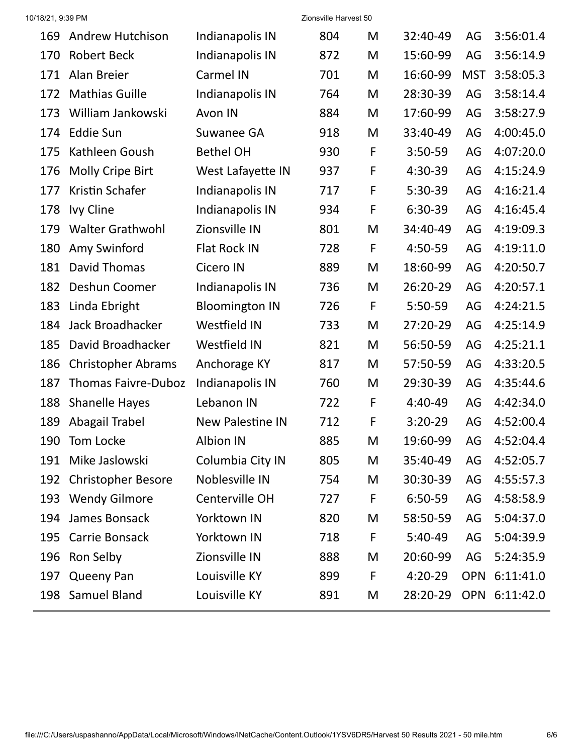| | | | | | | | |
|---|---|---|---|---|---|---|---|
| 169 | Andrew Hutchison | Indianapolis IN | 804 | M | 32:40-49 | AG | 3:56:01.4 |
| 170 | Robert Beck | Indianapolis IN | 872 | M | 15:60-99 | AG | 3:56:14.9 |
| 171 | Alan Breier | Carmel IN | 701 | M | 16:60-99 | MST | 3:58:05.3 |
| 172 | Mathias Guille | Indianapolis IN | 764 | M | 28:30-39 | AG | 3:58:14.4 |
| 173 | William Jankowski | Avon IN | 884 | M | 17:60-99 | AG | 3:58:27.9 |
| 174 | Eddie Sun | Suwanee GA | 918 | M | 33:40-49 | AG | 4:00:45.0 |
| 175 | Kathleen Goush | Bethel OH | 930 | F | 3:50-59 | AG | 4:07:20.0 |
| 176 | Molly Cripe Birt | West Lafayette IN | 937 | F | 4:30-39 | AG | 4:15:24.9 |
| 177 | Kristin Schafer | Indianapolis IN | 717 | F | 5:30-39 | AG | 4:16:21.4 |
| 178 | Ivy Cline | Indianapolis IN | 934 | F | 6:30-39 | AG | 4:16:45.4 |
| 179 | Walter Grathwohl | Zionsville IN | 801 | M | 34:40-49 | AG | 4:19:09.3 |
| 180 | Amy Swinford | Flat Rock IN | 728 | F | 4:50-59 | AG | 4:19:11.0 |
| 181 | David Thomas | Cicero IN | 889 | M | 18:60-99 | AG | 4:20:50.7 |
| 182 | Deshun Coomer | Indianapolis IN | 736 | M | 26:20-29 | AG | 4:20:57.1 |
| 183 | Linda Ebright | Bloomington IN | 726 | F | 5:50-59 | AG | 4:24:21.5 |
| 184 | Jack Broadhacker | Westfield IN | 733 | M | 27:20-29 | AG | 4:25:14.9 |
| 185 | David Broadhacker | Westfield IN | 821 | M | 56:50-59 | AG | 4:25:21.1 |
| 186 | Christopher Abrams | Anchorage KY | 817 | M | 57:50-59 | AG | 4:33:20.5 |
| 187 | Thomas Faivre-Duboz | Indianapolis IN | 760 | M | 29:30-39 | AG | 4:35:44.6 |
| 188 | Shanelle Hayes | Lebanon IN | 722 | F | 4:40-49 | AG | 4:42:34.0 |
| 189 | Abagail Trabel | New Palestine IN | 712 | F | 3:20-29 | AG | 4:52:00.4 |
| 190 | Tom Locke | Albion IN | 885 | M | 19:60-99 | AG | 4:52:04.4 |
| 191 | Mike Jaslowski | Columbia City IN | 805 | M | 35:40-49 | AG | 4:52:05.7 |
| 192 | Christopher Besore | Noblesville IN | 754 | M | 30:30-39 | AG | 4:55:57.3 |
| 193 | Wendy Gilmore | Centerville OH | 727 | F | 6:50-59 | AG | 4:58:58.9 |
| 194 | James Bonsack | Yorktown IN | 820 | M | 58:50-59 | AG | 5:04:37.0 |
| 195 | Carrie Bonsack | Yorktown IN | 718 | F | 5:40-49 | AG | 5:04:39.9 |
| 196 | Ron Selby | Zionsville IN | 888 | M | 20:60-99 | AG | 5:24:35.9 |
| 197 | Queeny Pan | Louisville KY | 899 | F | 4:20-29 | OPN | 6:11:41.0 |
| 198 | Samuel Bland | Louisville KY | 891 | M | 28:20-29 | OPN | 6:11:42.0 |